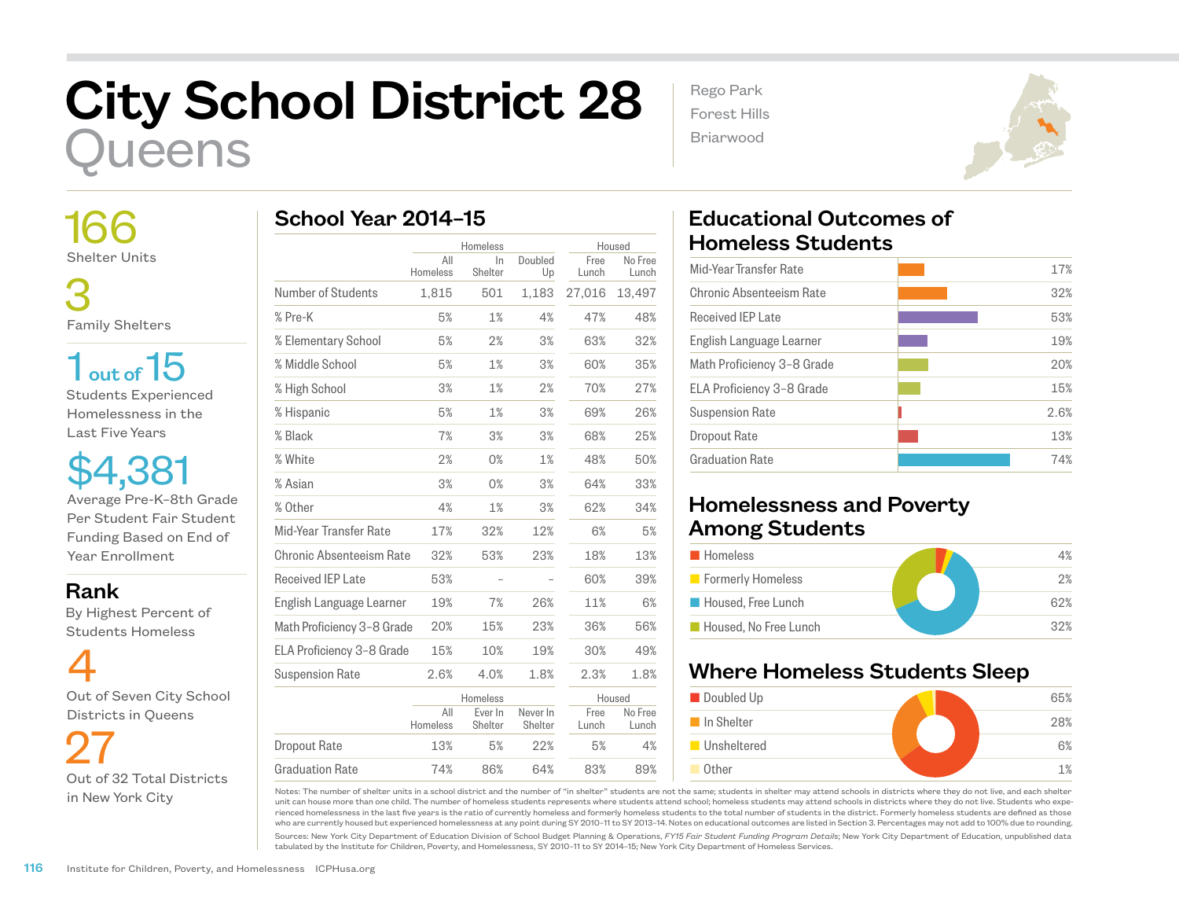# City School District 28
## Queens

Rego Park
Forest Hills
Briarwood

**166**
Shelter Units

**3**
Family Shelters

**1 out of 15**
Students Experienced Homelessness in the Last Five Years

**$4,381**
Average Pre-K–8th Grade Per Student Fair Student Funding Based on End of Year Enrollment

### Rank
By Highest Percent of Students Homeless

**4**
Out of Seven City School Districts in Queens

**27**
Out of 32 Total Districts in New York City

## School Year 2014–15

| | Homeless | | | Housed | |
|---|---|---|---|---|---|
| | All Homeless | In Shelter | Doubled Up | Free Lunch | No Free Lunch |
| Number of Students | 1,815 | 501 | 1,183 | 27,016 | 13,497 |
| % Pre-K | 5% | 1% | 4% | 47% | 48% |
| % Elementary School | 5% | 2% | 3% | 63% | 32% |
| % Middle School | 5% | 1% | 3% | 60% | 35% |
| % High School | 3% | 1% | 2% | 70% | 27% |
| % Hispanic | 5% | 1% | 3% | 69% | 26% |
| % Black | 7% | 3% | 3% | 68% | 25% |
| % White | 2% | 0% | 1% | 48% | 50% |
| % Asian | 3% | 0% | 3% | 64% | 33% |
| % Other | 4% | 1% | 3% | 62% | 34% |
| Mid-Year Transfer Rate | 17% | 32% | 12% | 6% | 5% |
| Chronic Absenteeism Rate | 32% | 53% | 23% | 18% | 13% |
| Received IEP Late | 53% | – | – | 60% | 39% |
| English Language Learner | 19% | 7% | 26% | 11% | 6% |
| Math Proficiency 3–8 Grade | 20% | 15% | 23% | 36% | 56% |
| ELA Proficiency 3–8 Grade | 15% | 10% | 19% | 30% | 49% |
| Suspension Rate | 2.6% | 4.0% | 1.8% | 2.3% | 1.8% |

| | Homeless | | | Housed | |
|---|---|---|---|---|---|
| | All Homeless | Ever In Shelter | Never In Shelter | Free Lunch | No Free Lunch |
| Dropout Rate | 13% | 5% | 22% | 5% | 4% |
| Graduation Rate | 74% | 86% | 64% | 83% | 89% |

## Educational Outcomes of Homeless Students

| Outcome | Rate |
|---|---|
| Mid-Year Transfer Rate | 17% |
| Chronic Absenteeism Rate | 32% |
| Received IEP Late | 53% |
| English Language Learner | 19% |
| Math Proficiency 3–8 Grade | 20% |
| ELA Proficiency 3–8 Grade | 15% |
| Suspension Rate | 2.6% |
| Dropout Rate | 13% |
| Graduation Rate | 74% |

## Homelessness and Poverty Among Students

| Category | Percent |
|---|---|
| Homeless | 4% |
| Formerly Homeless | 2% |
| Housed, Free Lunch | 62% |
| Housed, No Free Lunch | 32% |

## Where Homeless Students Sleep

| Category | Percent |
|---|---|
| Doubled Up | 65% |
| In Shelter | 28% |
| Unsheltered | 6% |
| Other | 1% |

Notes: The number of shelter units in a school district and the number of "in shelter" students are not the same; students in shelter may attend schools in districts where they do not live, and each shelter unit can house more than one child. The number of homeless students represents where students attend school; homeless students may attend schools in districts where they do not live. Students who experienced homelessness in the last five years is the ratio of currently homeless and formerly homeless students to the total number of students in the district. Formerly homeless students are defined as those who are currently housed but experienced homelessness at any point during SY 2010–11 to SY 2013–14. Notes on educational outcomes are listed in Section 3. Percentages may not add to 100% due to rounding.

Sources: New York City Department of Education Division of School Budget Planning & Operations, *FY15 Fair Student Funding Program Details*; New York City Department of Education, unpublished data tabulated by the Institute for Children, Poverty, and Homelessness, SY 2010–11 to SY 2014–15; New York City Department of Homeless Services.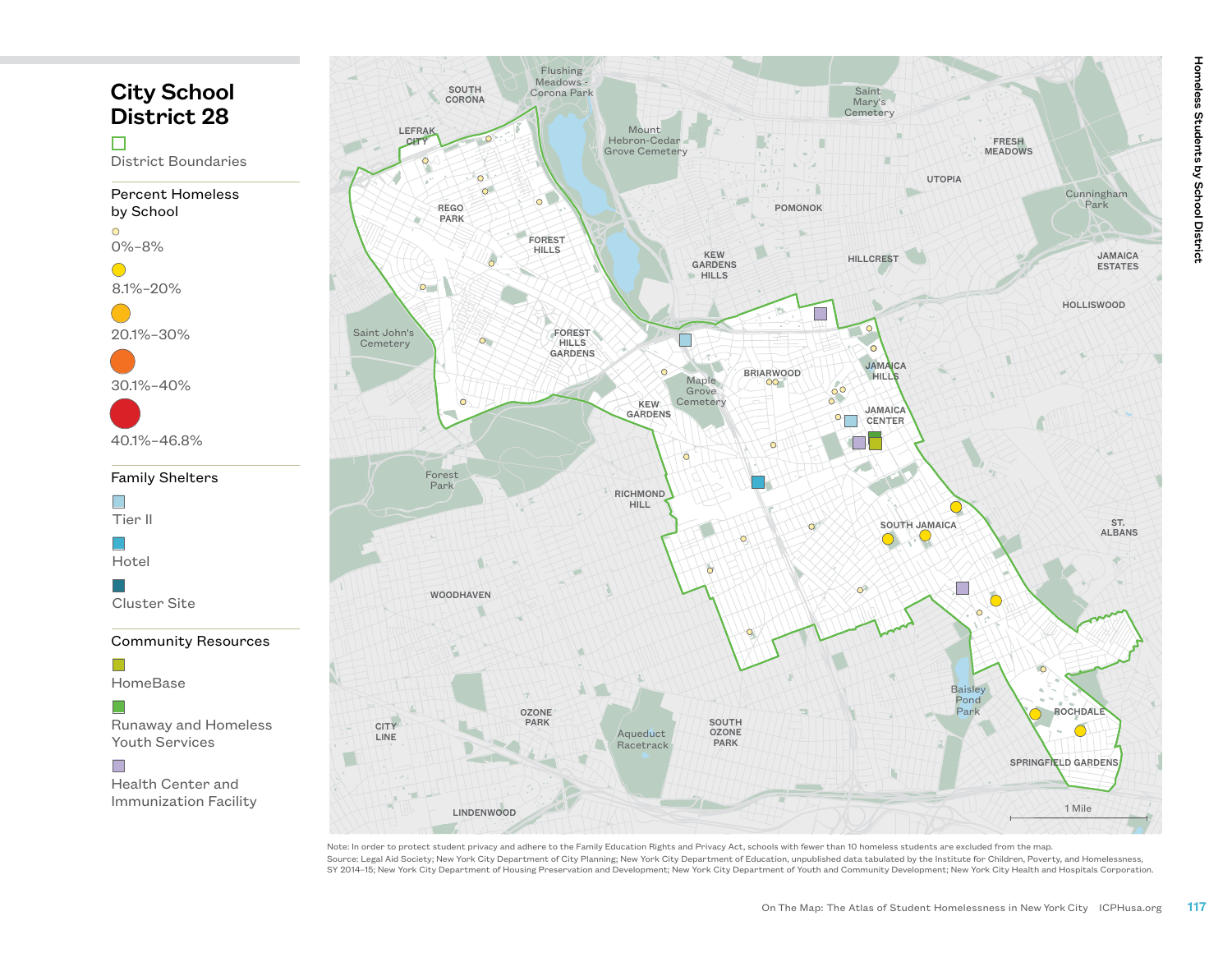# City School District 28

District Boundaries

**Percent Homeless by School**

0%–8%

8.1%–20%

20.1%–30%

30.1%–40%

40.1%–46.8%

**Family Shelters**

Tier II

Hotel

Cluster Site

**Community Resources**

HomeBase

Runaway and Homeless Youth Services

Health Center and Immunization Facility

SOUTH CORONA
Flushing Meadows - Corona Park
Saint Mary's Cemetery
LEFRAK CITY
Mount Hebron-Cedar Grove Cemetery
FRESH MEADOWS
UTOPIA
REGO PARK
POMONOK
Cunningham Park
FOREST HILLS
KEW GARDENS HILLS
HILLCREST
JAMAICA ESTATES
HOLLISWOOD
Saint John's Cemetery
FOREST HILLS GARDENS
BRIARWOOD
JAMAICA HILLS
Maple Grove Cemetery
KEW GARDENS
JAMAICA CENTER
Forest Park
RICHMOND HILL
SOUTH JAMAICA
ST. ALBANS
WOODHAVEN
Baisley Pond Park
ROCHDALE
OZONE PARK
CITY LINE
Aqueduct Racetrack
SOUTH OZONE PARK
SPRINGFIELD GARDENS
LINDENWOOD
1 Mile

Note: In order to protect student privacy and adhere to the Family Education Rights and Privacy Act, schools with fewer than 10 homeless students are excluded from the map.

Source: Legal Aid Society; New York City Department of City Planning; New York City Department of Education, unpublished data tabulated by the Institute for Children, Poverty, and Homelessness, SY 2014–15; New York City Department of Housing Preservation and Development; New York City Department of Youth and Community Development; New York City Health and Hospitals Corporation.